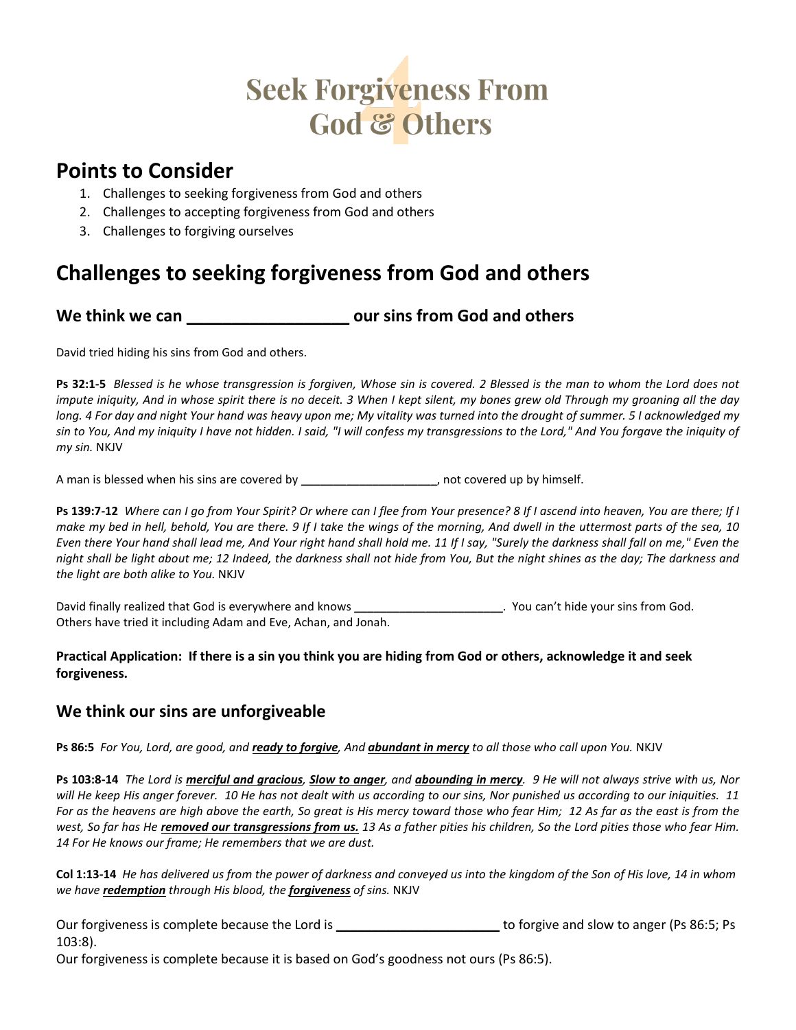# Seek Forgiveness From God & Others

## Points to Consider

1. Challenges to seeking forgiveness from God and others
2. Challenges to accepting forgiveness from God and others
3. Challenges to forgiving ourselves

# Challenges to seeking forgiveness from God and others

### We think we can __________________ our sins from God and others

David tried hiding his sins from God and others.

**Ps 32:1-5** *Blessed is he whose transgression is forgiven, Whose sin is covered. 2 Blessed is the man to whom the Lord does not impute iniquity, And in whose spirit there is no deceit. 3 When I kept silent, my bones grew old Through my groaning all the day long. 4 For day and night Your hand was heavy upon me; My vitality was turned into the drought of summer. 5 I acknowledged my sin to You, And my iniquity I have not hidden. I said, "I will confess my transgressions to the Lord," And You forgave the iniquity of my sin.* NKJV

A man is blessed when his sins are covered by ____________________, not covered up by himself.

**Ps 139:7-12** *Where can I go from Your Spirit? Or where can I flee from Your presence? 8 If I ascend into heaven, You are there; If I make my bed in hell, behold, You are there. 9 If I take the wings of the morning, And dwell in the uttermost parts of the sea, 10 Even there Your hand shall lead me, And Your right hand shall hold me. 11 If I say, "Surely the darkness shall fall on me," Even the night shall be light about me; 12 Indeed, the darkness shall not hide from You, But the night shines as the day; The darkness and the light are both alike to You.* NKJV

David finally realized that God is everywhere and knows ______________________. You can't hide your sins from God. Others have tried it including Adam and Eve, Achan, and Jonah.

**Practical Application: If there is a sin you think you are hiding from God or others, acknowledge it and seek forgiveness.**

### We think our sins are unforgiveable

**Ps 86:5** *For You, Lord, are good, and **ready to forgive**, And **abundant in mercy** to all those who call upon You.* NKJV

**Ps 103:8-14** *The Lord is **merciful and gracious**, **Slow to anger**, and **abounding in mercy**. 9 He will not always strive with us, Nor will He keep His anger forever. 10 He has not dealt with us according to our sins, Nor punished us according to our iniquities. 11 For as the heavens are high above the earth, So great is His mercy toward those who fear Him; 12 As far as the east is from the west, So far has He **removed our transgressions from us.** 13 As a father pities his children, So the Lord pities those who fear Him. 14 For He knows our frame; He remembers that we are dust.*

**Col 1:13-14** *He has delivered us from the power of darkness and conveyed us into the kingdom of the Son of His love, 14 in whom we have **redemption** through His blood, the **forgiveness** of sins.* NKJV

Our forgiveness is complete because the Lord is ______________________ to forgive and slow to anger (Ps 86:5; Ps 103:8).

Our forgiveness is complete because it is based on God's goodness not ours (Ps 86:5).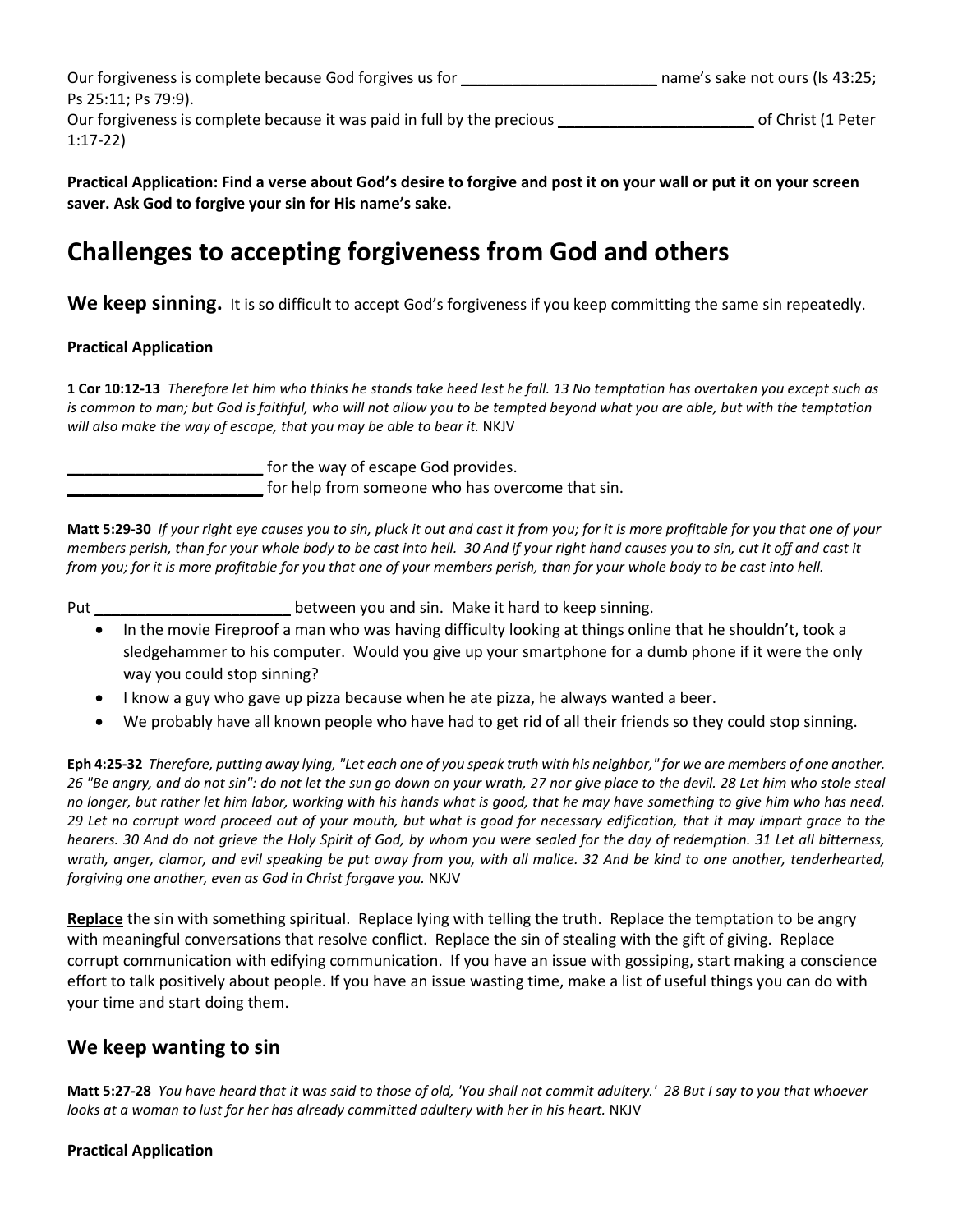Our forgiveness is complete because God forgives us for ______________________ name's sake not ours (Is 43:25; Ps 25:11; Ps 79:9).
Our forgiveness is complete because it was paid in full by the precious ______________________ of Christ (1 Peter 1:17-22)

**Practical Application: Find a verse about God's desire to forgive and post it on your wall or put it on your screen saver. Ask God to forgive your sin for His name's sake.**

# Challenges to accepting forgiveness from God and others

**We keep sinning.** It is so difficult to accept God's forgiveness if you keep committing the same sin repeatedly.

**Practical Application**

**1 Cor 10:12-13** *Therefore let him who thinks he stands take heed lest he fall. 13 No temptation has overtaken you except such as is common to man; but God is faithful, who will not allow you to be tempted beyond what you are able, but with the temptation will also make the way of escape, that you may be able to bear it.* NKJV

______________________ for the way of escape God provides.
______________________ for help from someone who has overcome that sin.

**Matt 5:29-30** *If your right eye causes you to sin, pluck it out and cast it from you; for it is more profitable for you that one of your members perish, than for your whole body to be cast into hell. 30 And if your right hand causes you to sin, cut it off and cast it from you; for it is more profitable for you that one of your members perish, than for your whole body to be cast into hell.*

Put ______________________ between you and sin. Make it hard to keep sinning.

- In the movie Fireproof a man who was having difficulty looking at things online that he shouldn't, took a sledgehammer to his computer. Would you give up your smartphone for a dumb phone if it were the only way you could stop sinning?
- I know a guy who gave up pizza because when he ate pizza, he always wanted a beer.
- We probably have all known people who have had to get rid of all their friends so they could stop sinning.

**Eph 4:25-32** *Therefore, putting away lying, "Let each one of you speak truth with his neighbor," for we are members of one another. 26 "Be angry, and do not sin": do not let the sun go down on your wrath, 27 nor give place to the devil. 28 Let him who stole steal no longer, but rather let him labor, working with his hands what is good, that he may have something to give him who has need. 29 Let no corrupt word proceed out of your mouth, but what is good for necessary edification, that it may impart grace to the hearers. 30 And do not grieve the Holy Spirit of God, by whom you were sealed for the day of redemption. 31 Let all bitterness, wrath, anger, clamor, and evil speaking be put away from you, with all malice. 32 And be kind to one another, tenderhearted, forgiving one another, even as God in Christ forgave you.* NKJV

**Replace** the sin with something spiritual. Replace lying with telling the truth. Replace the temptation to be angry with meaningful conversations that resolve conflict. Replace the sin of stealing with the gift of giving. Replace corrupt communication with edifying communication. If you have an issue with gossiping, start making a conscience effort to talk positively about people. If you have an issue wasting time, make a list of useful things you can do with your time and start doing them.

## We keep wanting to sin

**Matt 5:27-28** *You have heard that it was said to those of old, 'You shall not commit adultery.' 28 But I say to you that whoever looks at a woman to lust for her has already committed adultery with her in his heart.* NKJV

**Practical Application**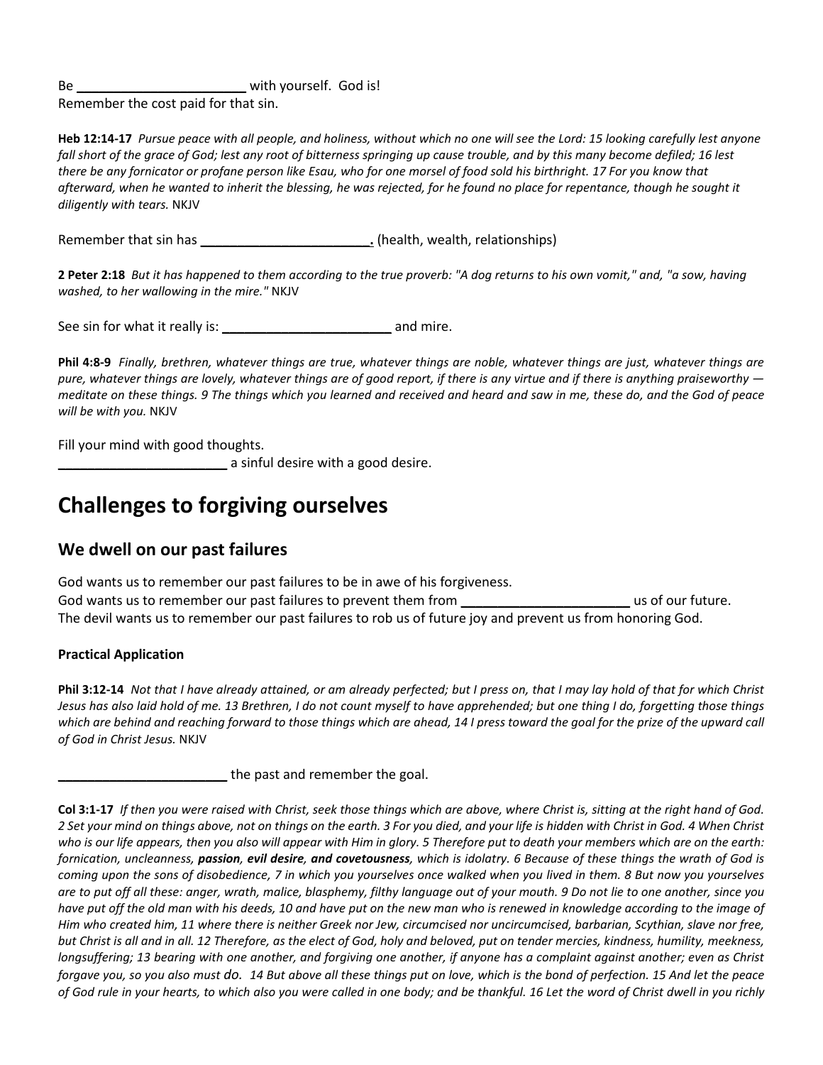Be ______________________ with yourself.  God is!
Remember the cost paid for that sin.

**Heb 12:14-17** *Pursue peace with all people, and holiness, without which no one will see the Lord: 15 looking carefully lest anyone fall short of the grace of God; lest any root of bitterness springing up cause trouble, and by this many become defiled; 16 lest there be any fornicator or profane person like Esau, who for one morsel of food sold his birthright. 17 For you know that afterward, when he wanted to inherit the blessing, he was rejected, for he found no place for repentance, though he sought it diligently with tears.* NKJV

Remember that sin has ______________________. (health, wealth, relationships)

**2 Peter 2:18** *But it has happened to them according to the true proverb: "A dog returns to his own vomit," and, "a sow, having washed, to her wallowing in the mire."* NKJV

See sin for what it really is: ______________________ and mire.

**Phil 4:8-9** *Finally, brethren, whatever things are true, whatever things are noble, whatever things are just, whatever things are pure, whatever things are lovely, whatever things are of good report, if there is any virtue and if there is anything praiseworthy — meditate on these things. 9 The things which you learned and received and heard and saw in me, these do, and the God of peace will be with you.* NKJV

Fill your mind with good thoughts.
______________________ a sinful desire with a good desire.

# Challenges to forgiving ourselves

## We dwell on our past failures

God wants us to remember our past failures to be in awe of his forgiveness.
God wants us to remember our past failures to prevent them from ______________________ us of our future.
The devil wants us to remember our past failures to rob us of future joy and prevent us from honoring God.

### Practical Application

**Phil 3:12-14** *Not that I have already attained, or am already perfected; but I press on, that I may lay hold of that for which Christ Jesus has also laid hold of me. 13 Brethren, I do not count myself to have apprehended; but one thing I do, forgetting those things which are behind and reaching forward to those things which are ahead, 14 I press toward the goal for the prize of the upward call of God in Christ Jesus.* NKJV

______________________ the past and remember the goal.

**Col 3:1-17** *If then you were raised with Christ, seek those things which are above, where Christ is, sitting at the right hand of God. 2 Set your mind on things above, not on things on the earth. 3 For you died, and your life is hidden with Christ in God. 4 When Christ who is our life appears, then you also will appear with Him in glory. 5 Therefore put to death your members which are on the earth: fornication, uncleanness,* ***passion, evil desire, and covetousness****, which is idolatry. 6 Because of these things the wrath of God is coming upon the sons of disobedience, 7 in which you yourselves once walked when you lived in them. 8 But now you yourselves are to put off all these: anger, wrath, malice, blasphemy, filthy language out of your mouth. 9 Do not lie to one another, since you have put off the old man with his deeds, 10 and have put on the new man who is renewed in knowledge according to the image of Him who created him, 11 where there is neither Greek nor Jew, circumcised nor uncircumcised, barbarian, Scythian, slave nor free, but Christ is all and in all. 12 Therefore, as the elect of God, holy and beloved, put on tender mercies, kindness, humility, meekness, longsuffering; 13 bearing with one another, and forgiving one another, if anyone has a complaint against another; even as Christ forgave you, so you also must do. 14 But above all these things put on love, which is the bond of perfection. 15 And let the peace of God rule in your hearts, to which also you were called in one body; and be thankful. 16 Let the word of Christ dwell in you richly*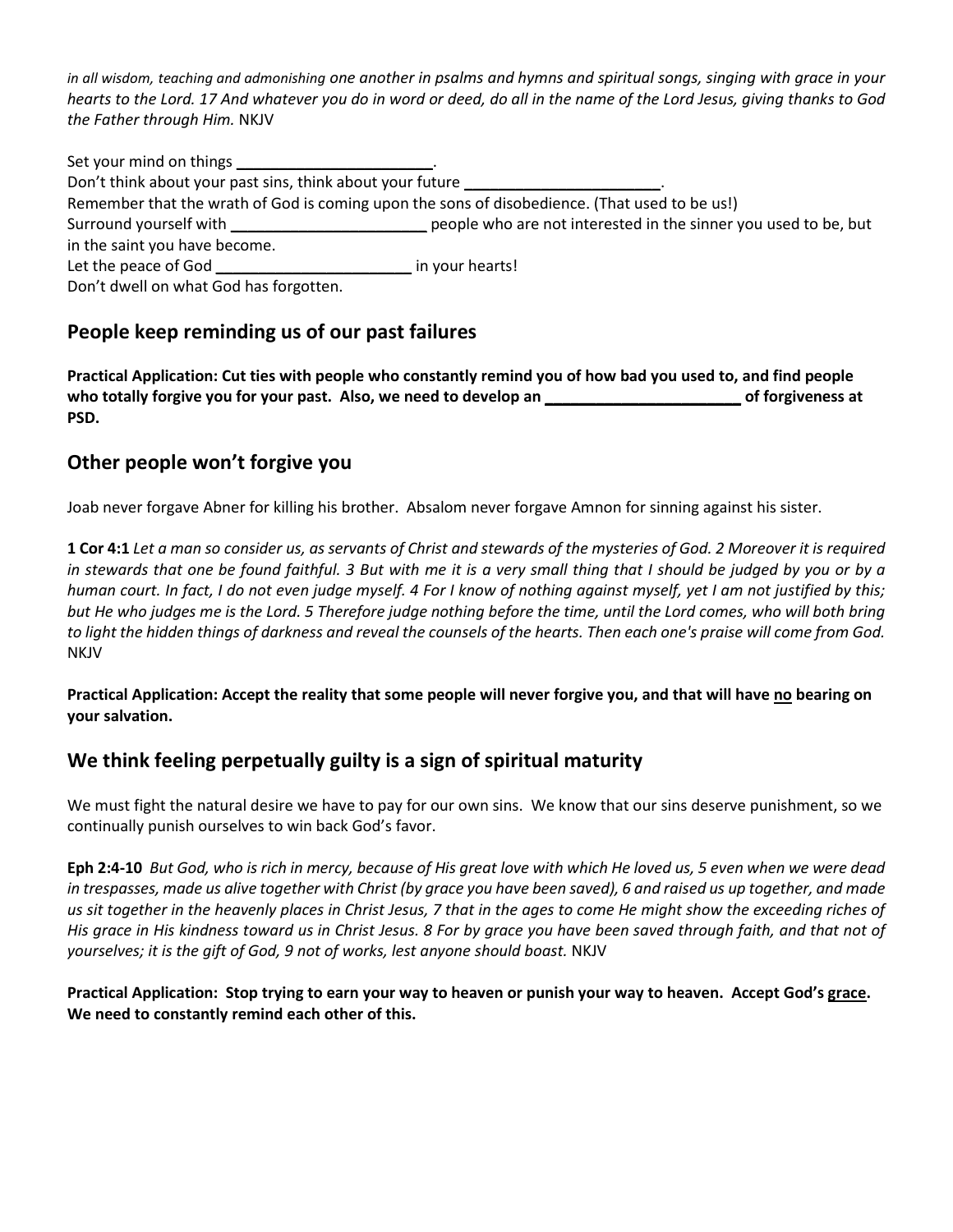*in all wisdom, teaching and admonishing one another in psalms and hymns and spiritual songs, singing with grace in your hearts to the Lord. 17 And whatever you do in word or deed, do all in the name of the Lord Jesus, giving thanks to God the Father through Him.* NKJV

Set your mind on things **_______________________**.
Don't think about your past sins, think about your future **_______________________**.
Remember that the wrath of God is coming upon the sons of disobedience. (That used to be us!)
Surround yourself with **_______________________** people who are not interested in the sinner you used to be, but in the saint you have become.
Let the peace of God **_______________________** in your hearts!
Don't dwell on what God has forgotten.

## People keep reminding us of our past failures

**Practical Application: Cut ties with people who constantly remind you of how bad you used to, and find people who totally forgive you for your past. Also, we need to develop an _______________________ of forgiveness at PSD.**

## Other people won't forgive you

Joab never forgave Abner for killing his brother. Absalom never forgave Amnon for sinning against his sister.

**1 Cor 4:1** *Let a man so consider us, as servants of Christ and stewards of the mysteries of God. 2 Moreover it is required in stewards that one be found faithful. 3 But with me it is a very small thing that I should be judged by you or by a human court. In fact, I do not even judge myself. 4 For I know of nothing against myself, yet I am not justified by this; but He who judges me is the Lord. 5 Therefore judge nothing before the time, until the Lord comes, who will both bring to light the hidden things of darkness and reveal the counsels of the hearts. Then each one's praise will come from God.* NKJV

**Practical Application: Accept the reality that some people will never forgive you, and that will have <u>no</u> bearing on your salvation.**

## We think feeling perpetually guilty is a sign of spiritual maturity

We must fight the natural desire we have to pay for our own sins. We know that our sins deserve punishment, so we continually punish ourselves to win back God's favor.

**Eph 2:4-10** *But God, who is rich in mercy, because of His great love with which He loved us, 5 even when we were dead in trespasses, made us alive together with Christ (by grace you have been saved), 6 and raised us up together, and made us sit together in the heavenly places in Christ Jesus, 7 that in the ages to come He might show the exceeding riches of His grace in His kindness toward us in Christ Jesus. 8 For by grace you have been saved through faith, and that not of yourselves; it is the gift of God, 9 not of works, lest anyone should boast.* NKJV

**Practical Application: Stop trying to earn your way to heaven or punish your way to heaven. Accept God's <u>grace</u>. We need to constantly remind each other of this.**